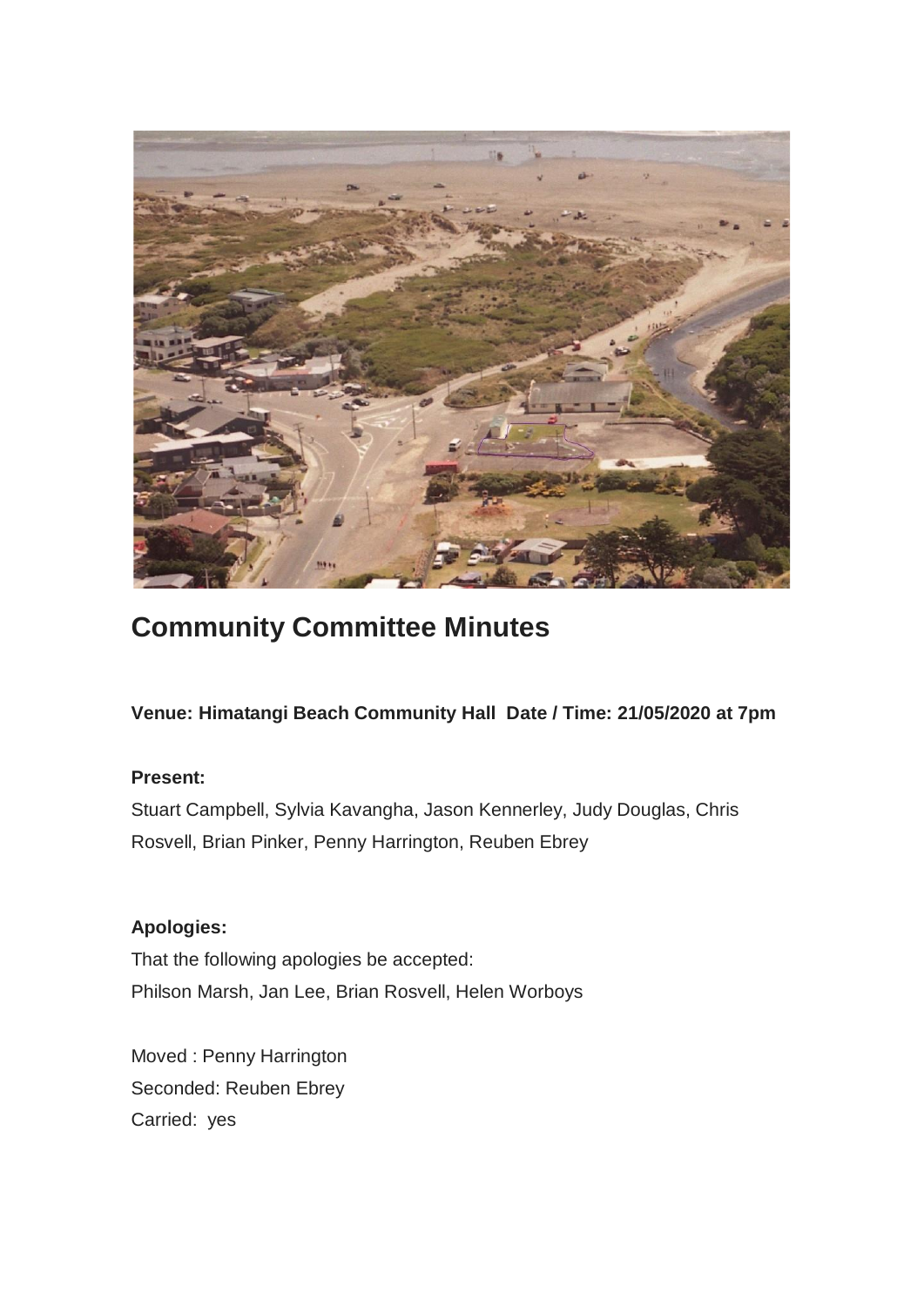# Community Committee Minutes

**Venue: Himatangi Beach Community Hall  Date / Time: 21/05/2020 at 7pm**

**Present:**

Stuart Campbell, Sylvia Kavangha, Jason Kennerley, Judy Douglas, Chris Rosvell, Brian Pinker, Penny Harrington, Reuben Ebrey

**Apologies:**

That the following apologies be accepted:
Philson Marsh, Jan Lee, Brian Rosvell, Helen Worboys

Moved : Penny Harrington
Seconded: Reuben Ebrey
Carried:  yes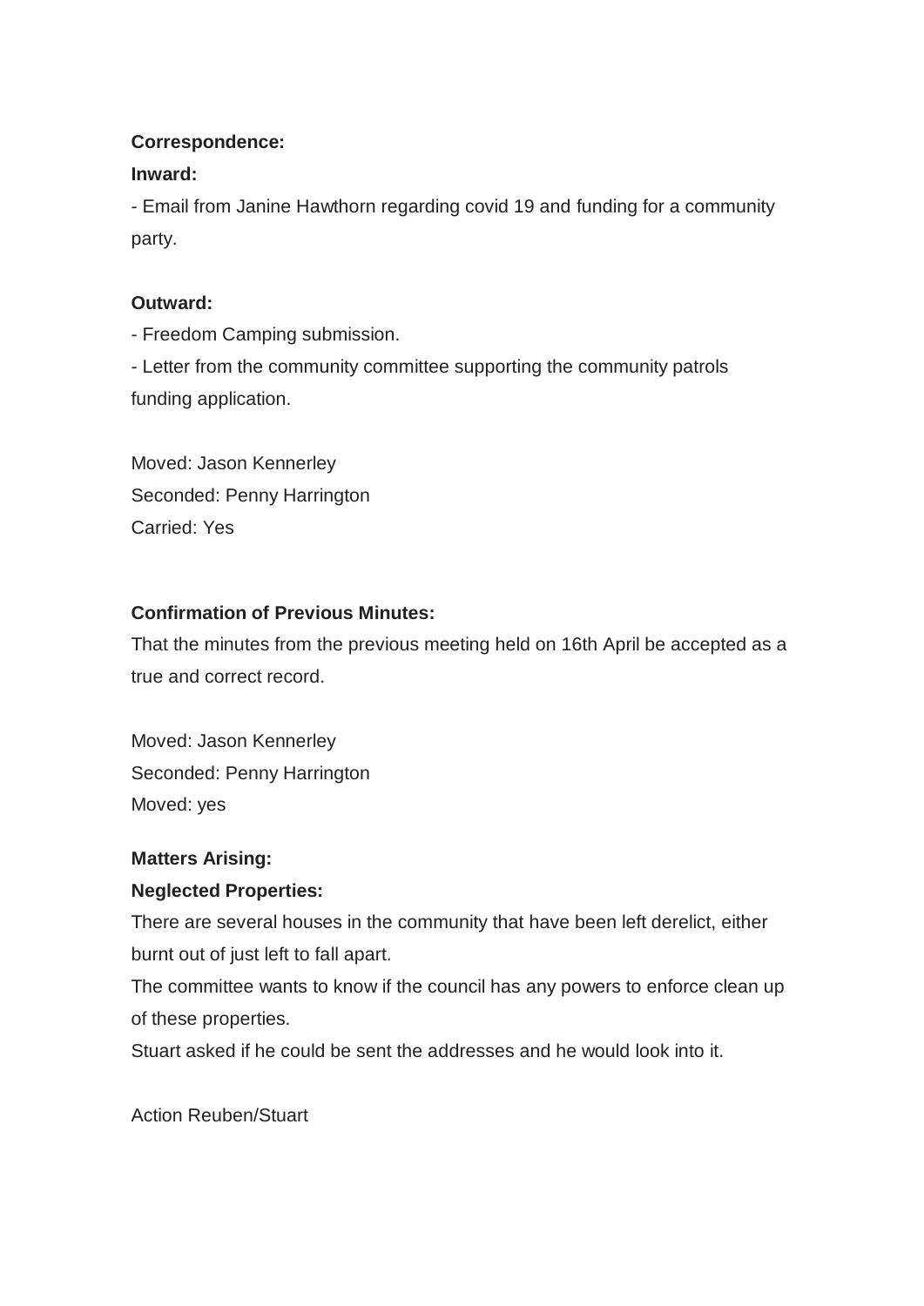**Correspondence:**

**Inward:**

- Email from Janine Hawthorn regarding covid 19 and funding for a community party.

**Outward:**

- Freedom Camping submission.
- Letter from the community committee supporting the community patrols funding application.

Moved: Jason Kennerley
Seconded: Penny Harrington
Carried: Yes

**Confirmation of Previous Minutes:**

That the minutes from the previous meeting held on 16th April be accepted as a true and correct record.

Moved: Jason Kennerley
Seconded: Penny Harrington
Moved: yes

**Matters Arising:**

**Neglected Properties:**

There are several houses in the community that have been left derelict, either burnt out of just left to fall apart.

The committee wants to know if the council has any powers to enforce clean up of these properties.

Stuart asked if he could be sent the addresses and he would look into it.

Action Reuben/Stuart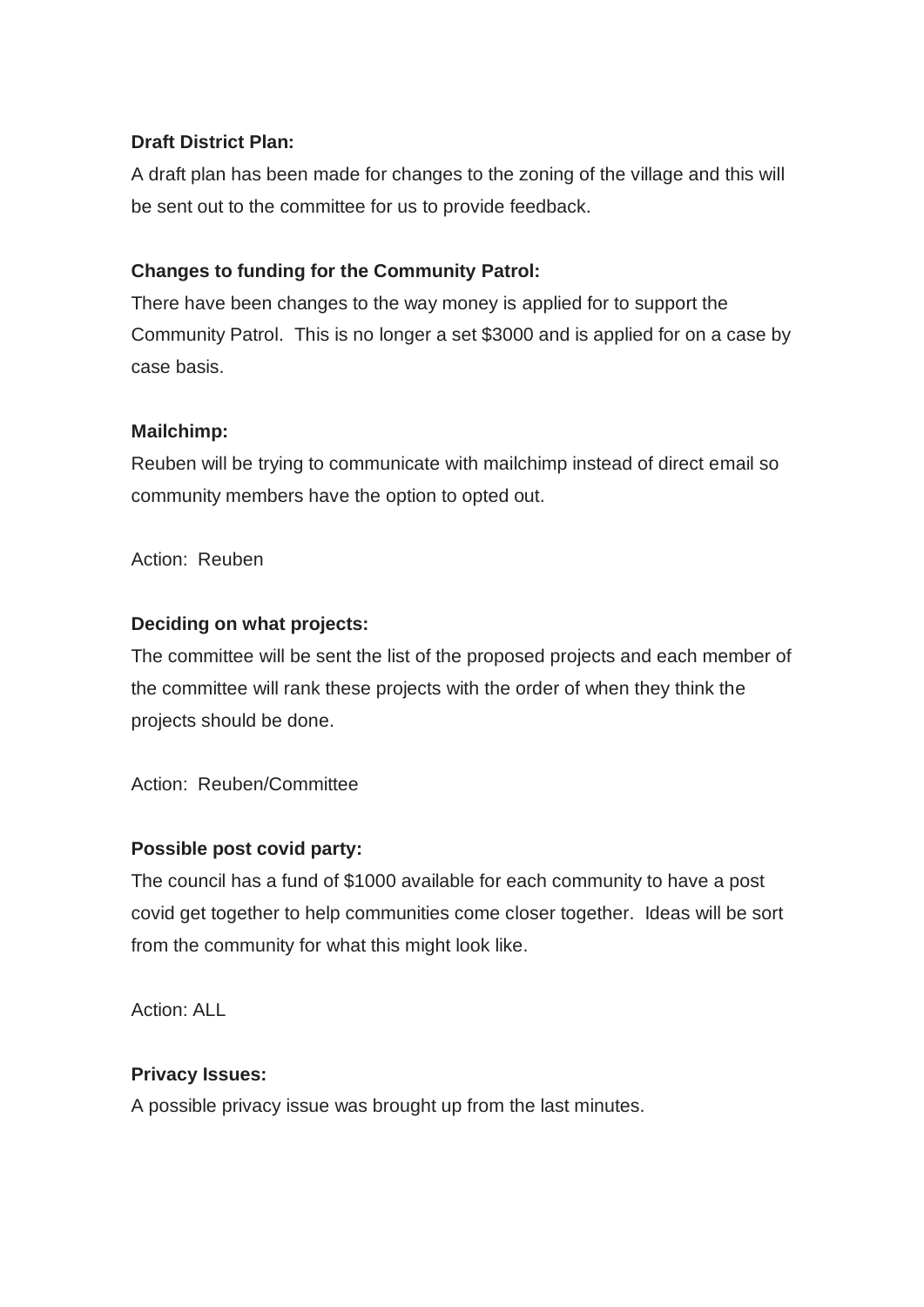**Draft District Plan:**

A draft plan has been made for changes to the zoning of the village and this will be sent out to the committee for us to provide feedback.

**Changes to funding for the Community Patrol:**

There have been changes to the way money is applied for to support the Community Patrol. This is no longer a set $3000 and is applied for on a case by case basis.

**Mailchimp:**

Reuben will be trying to communicate with mailchimp instead of direct email so community members have the option to opted out.

Action: Reuben

**Deciding on what projects:**

The committee will be sent the list of the proposed projects and each member of the committee will rank these projects with the order of when they think the projects should be done.

Action: Reuben/Committee

**Possible post covid party:**

The council has a fund of $1000 available for each community to have a post covid get together to help communities come closer together. Ideas will be sort from the community for what this might look like.

Action: ALL

**Privacy Issues:**

A possible privacy issue was brought up from the last minutes.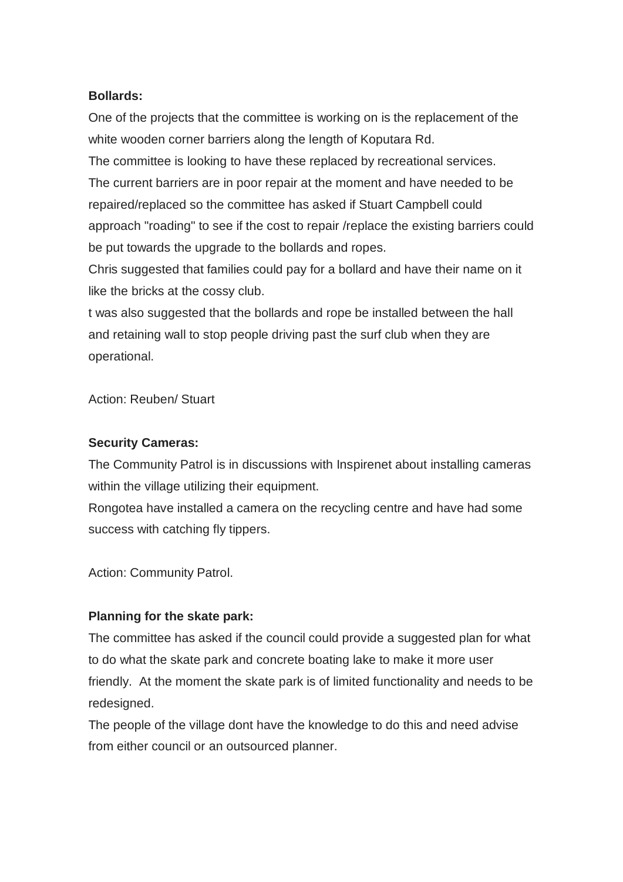**Bollards:**

One of the projects that the committee is working on is the replacement of the white wooden corner barriers along the length of Koputara Rd.
The committee is looking to have these replaced by recreational services.
The current barriers are in poor repair at the moment and have needed to be repaired/replaced so the committee has asked if Stuart Campbell could approach "roading" to see if the cost to repair /replace the existing barriers could be put towards the upgrade to the bollards and ropes.
Chris suggested that families could pay for a bollard and have their name on it like the bricks at the cossy club.
t was also suggested that the bollards and rope be installed between the hall and retaining wall to stop people driving past the surf club when they are operational.

Action: Reuben/ Stuart

**Security Cameras:**

The Community Patrol is in discussions with Inspirenet about installing cameras within the village utilizing their equipment.
Rongotea have installed a camera on the recycling centre and have had some success with catching fly tippers.

Action: Community Patrol.

**Planning for the skate park:**

The committee has asked if the council could provide a suggested plan for what to do what the skate park and concrete boating lake to make it more user friendly.  At the moment the skate park is of limited functionality and needs to be redesigned.
The people of the village dont have the knowledge to do this and need advise from either council or an outsourced planner.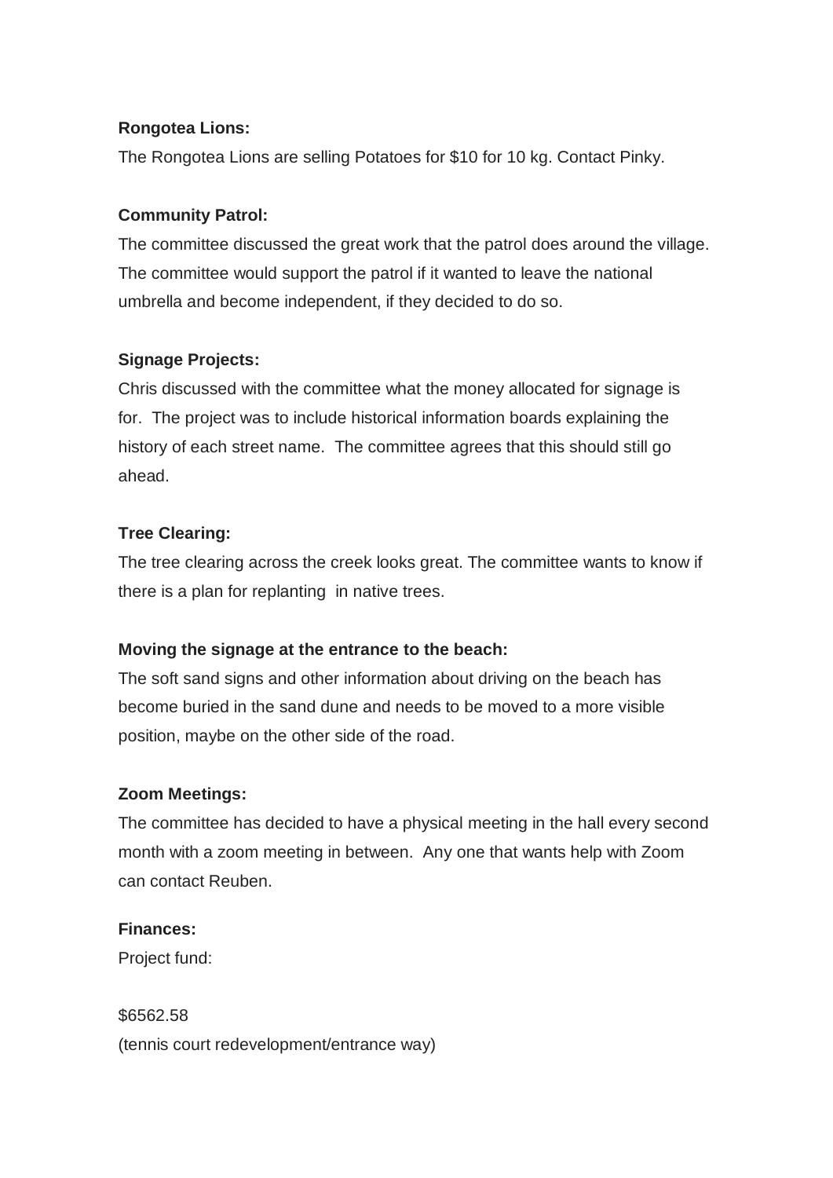**Rongotea Lions:**

The Rongotea Lions are selling Potatoes for $10 for 10 kg. Contact Pinky.

**Community Patrol:**

The committee discussed the great work that the patrol does around the village. The committee would support the patrol if it wanted to leave the national umbrella and become independent, if they decided to do so.

**Signage Projects:**

Chris discussed with the committee what the money allocated for signage is for. The project was to include historical information boards explaining the history of each street name. The committee agrees that this should still go ahead.

**Tree Clearing:**

The tree clearing across the creek looks great. The committee wants to know if there is a plan for replanting in native trees.

**Moving the signage at the entrance to the beach:**

The soft sand signs and other information about driving on the beach has become buried in the sand dune and needs to be moved to a more visible position, maybe on the other side of the road.

**Zoom Meetings:**

The committee has decided to have a physical meeting in the hall every second month with a zoom meeting in between. Any one that wants help with Zoom can contact Reuben.

**Finances:**

Project fund:

$6562.58
(tennis court redevelopment/entrance way)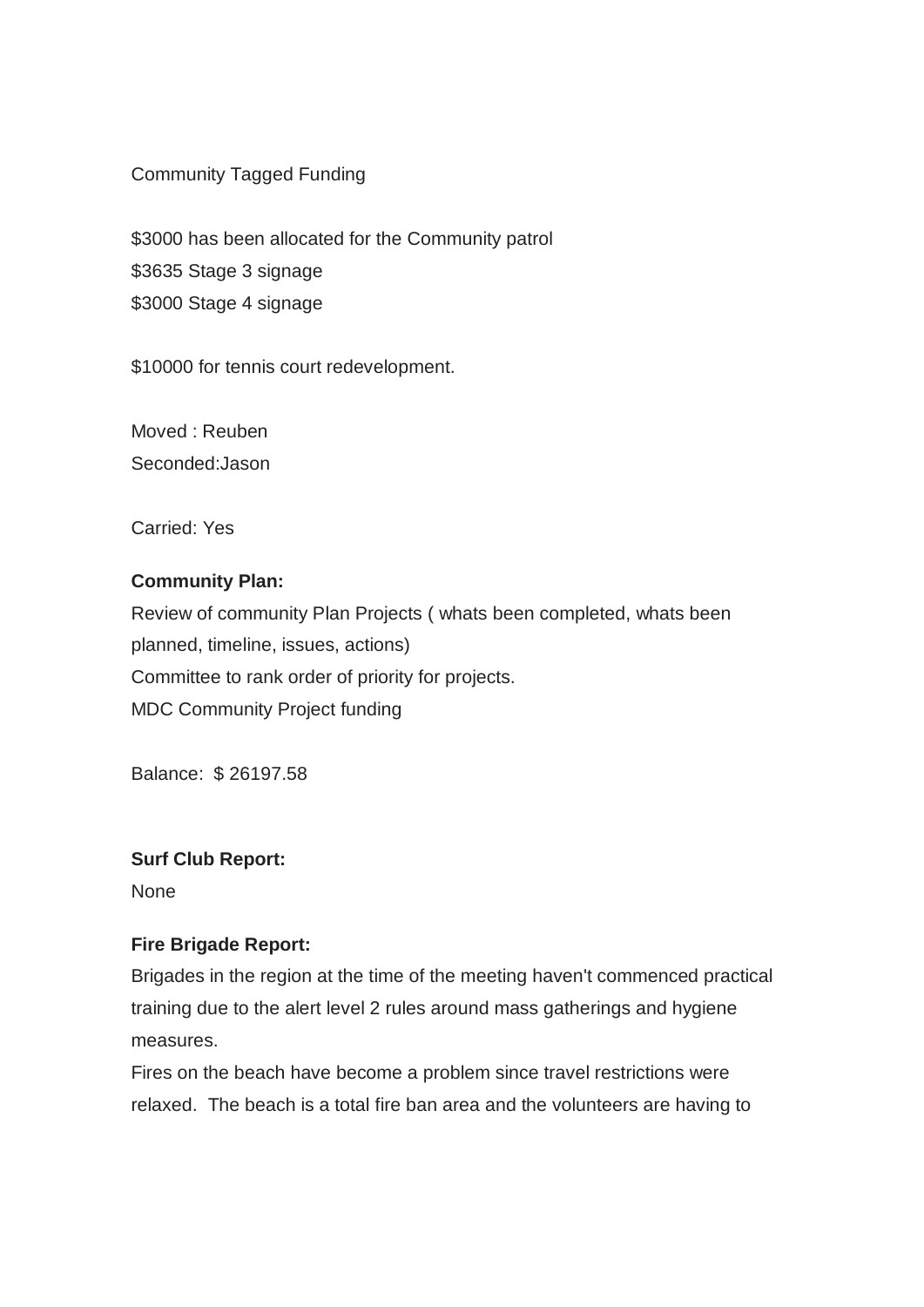Community Tagged Funding

$3000 has been allocated for the Community patrol
$3635 Stage 3 signage
$3000 Stage 4 signage

$10000 for tennis court redevelopment.

Moved : Reuben
Seconded:Jason

Carried: Yes

**Community Plan:**
Review of community Plan Projects ( whats been completed, whats been planned, timeline, issues, actions)
Committee to rank order of priority for projects.
MDC Community Project funding

Balance: $ 26197.58

**Surf Club Report:**
None

**Fire Brigade Report:**
Brigades in the region at the time of the meeting haven't commenced practical training due to the alert level 2 rules around mass gatherings and hygiene measures.
Fires on the beach have become a problem since travel restrictions were relaxed. The beach is a total fire ban area and the volunteers are having to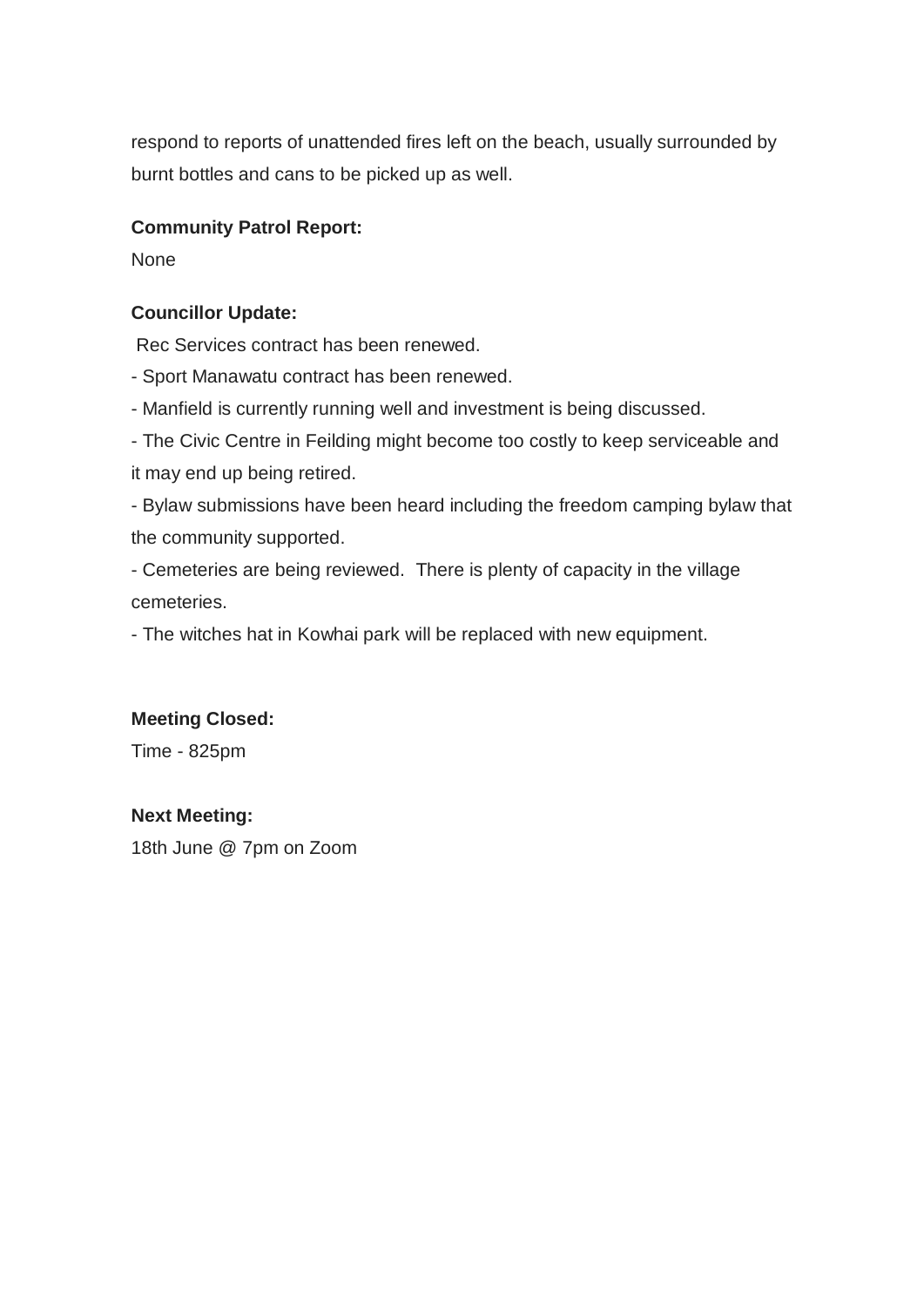respond to reports of unattended fires left on the beach, usually surrounded by burnt bottles and cans to be picked up as well.

**Community Patrol Report:**

None

**Councillor Update:**

Rec Services contract has been renewed.

- Sport Manawatu contract has been renewed.
- Manfield is currently running well and investment is being discussed.
- The Civic Centre in Feilding might become too costly to keep serviceable and it may end up being retired.
- Bylaw submissions have been heard including the freedom camping bylaw that the community supported.
- Cemeteries are being reviewed. There is plenty of capacity in the village cemeteries.
- The witches hat in Kowhai park will be replaced with new equipment.

**Meeting Closed:**

Time - 825pm

**Next Meeting:**

18th June @ 7pm on Zoom